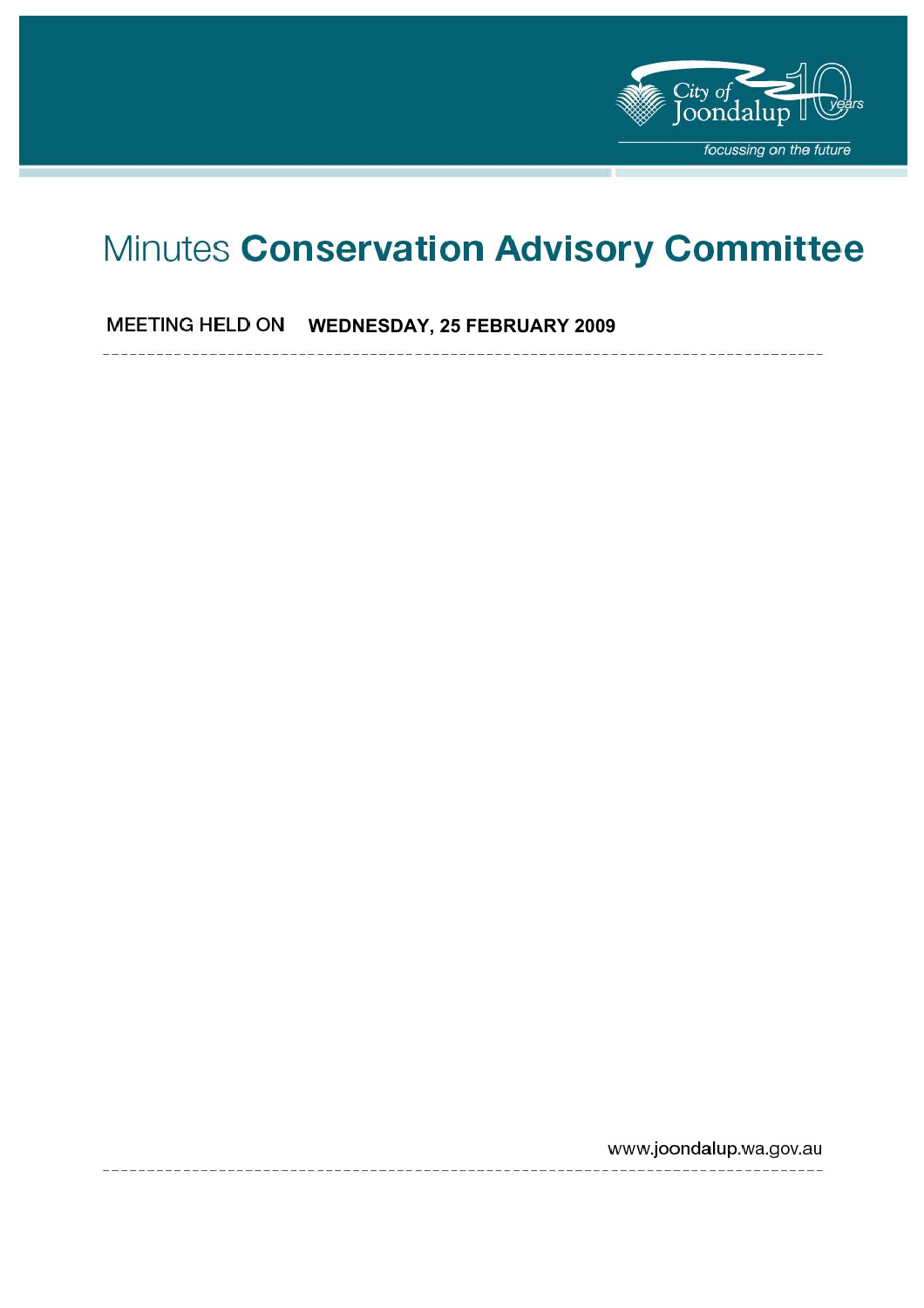# Minutes **Conservation Advisory Committee**

**MEETING HELD ON** **WEDNESDAY, 25 FEBRUARY 2009**

www.joondalup.wa.gov.au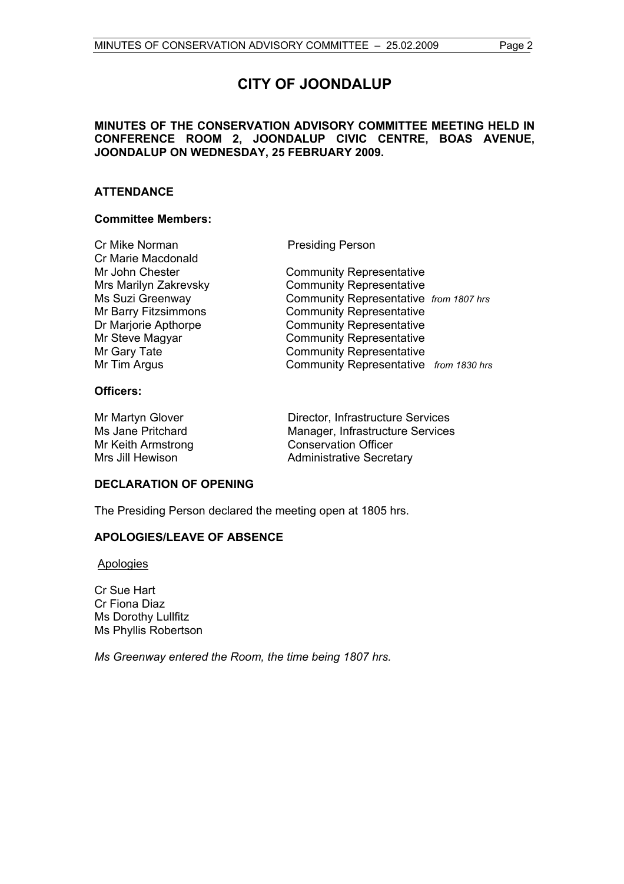# CITY OF JOONDALUP

**MINUTES OF THE CONSERVATION ADVISORY COMMITTEE MEETING HELD IN CONFERENCE ROOM 2, JOONDALUP CIVIC CENTRE, BOAS AVENUE, JOONDALUP ON WEDNESDAY, 25 FEBRUARY 2009.**

## ATTENDANCE

### Committee Members:

| | |
|---|---|
| Cr Mike Norman | Presiding Person |
| Cr Marie Macdonald | |
| Mr John Chester | Community Representative |
| Mrs Marilyn Zakrevsky | Community Representative |
| Ms Suzi Greenway | Community Representative *from 1807 hrs* |
| Mr Barry Fitzsimmons | Community Representative |
| Dr Marjorie Apthorpe | Community Representative |
| Mr Steve Magyar | Community Representative |
| Mr Gary Tate | Community Representative |
| Mr Tim Argus | Community Representative *from 1830 hrs* |

### Officers:

| | |
|---|---|
| Mr Martyn Glover | Director, Infrastructure Services |
| Ms Jane Pritchard | Manager, Infrastructure Services |
| Mr Keith Armstrong | Conservation Officer |
| Mrs Jill Hewison | Administrative Secretary |

## DECLARATION OF OPENING

The Presiding Person declared the meeting open at 1805 hrs.

## APOLOGIES/LEAVE OF ABSENCE

Apologies

Cr Sue Hart
Cr Fiona Diaz
Ms Dorothy Lullfitz
Ms Phyllis Robertson

*Ms Greenway entered the Room, the time being 1807 hrs.*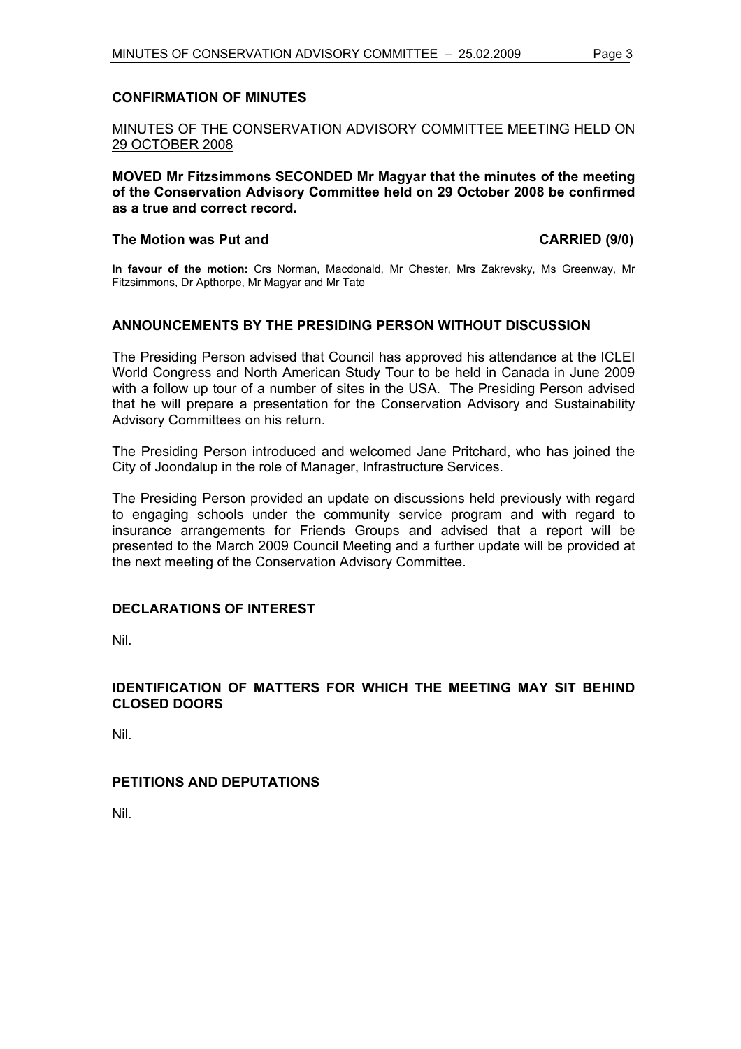## CONFIRMATION OF MINUTES

MINUTES OF THE CONSERVATION ADVISORY COMMITTEE MEETING HELD ON 29 OCTOBER 2008

**MOVED Mr Fitzsimmons SECONDED Mr Magyar that the minutes of the meeting of the Conservation Advisory Committee held on 29 October 2008 be confirmed as a true and correct record.**

**The Motion was Put and CARRIED (9/0)**

**In favour of the motion:** Crs Norman, Macdonald, Mr Chester, Mrs Zakrevsky, Ms Greenway, Mr Fitzsimmons, Dr Apthorpe, Mr Magyar and Mr Tate

## ANNOUNCEMENTS BY THE PRESIDING PERSON WITHOUT DISCUSSION

The Presiding Person advised that Council has approved his attendance at the ICLEI World Congress and North American Study Tour to be held in Canada in June 2009 with a follow up tour of a number of sites in the USA. The Presiding Person advised that he will prepare a presentation for the Conservation Advisory and Sustainability Advisory Committees on his return.

The Presiding Person introduced and welcomed Jane Pritchard, who has joined the City of Joondalup in the role of Manager, Infrastructure Services.

The Presiding Person provided an update on discussions held previously with regard to engaging schools under the community service program and with regard to insurance arrangements for Friends Groups and advised that a report will be presented to the March 2009 Council Meeting and a further update will be provided at the next meeting of the Conservation Advisory Committee.

## DECLARATIONS OF INTEREST

Nil.

## IDENTIFICATION OF MATTERS FOR WHICH THE MEETING MAY SIT BEHIND CLOSED DOORS

Nil.

## PETITIONS AND DEPUTATIONS

Nil.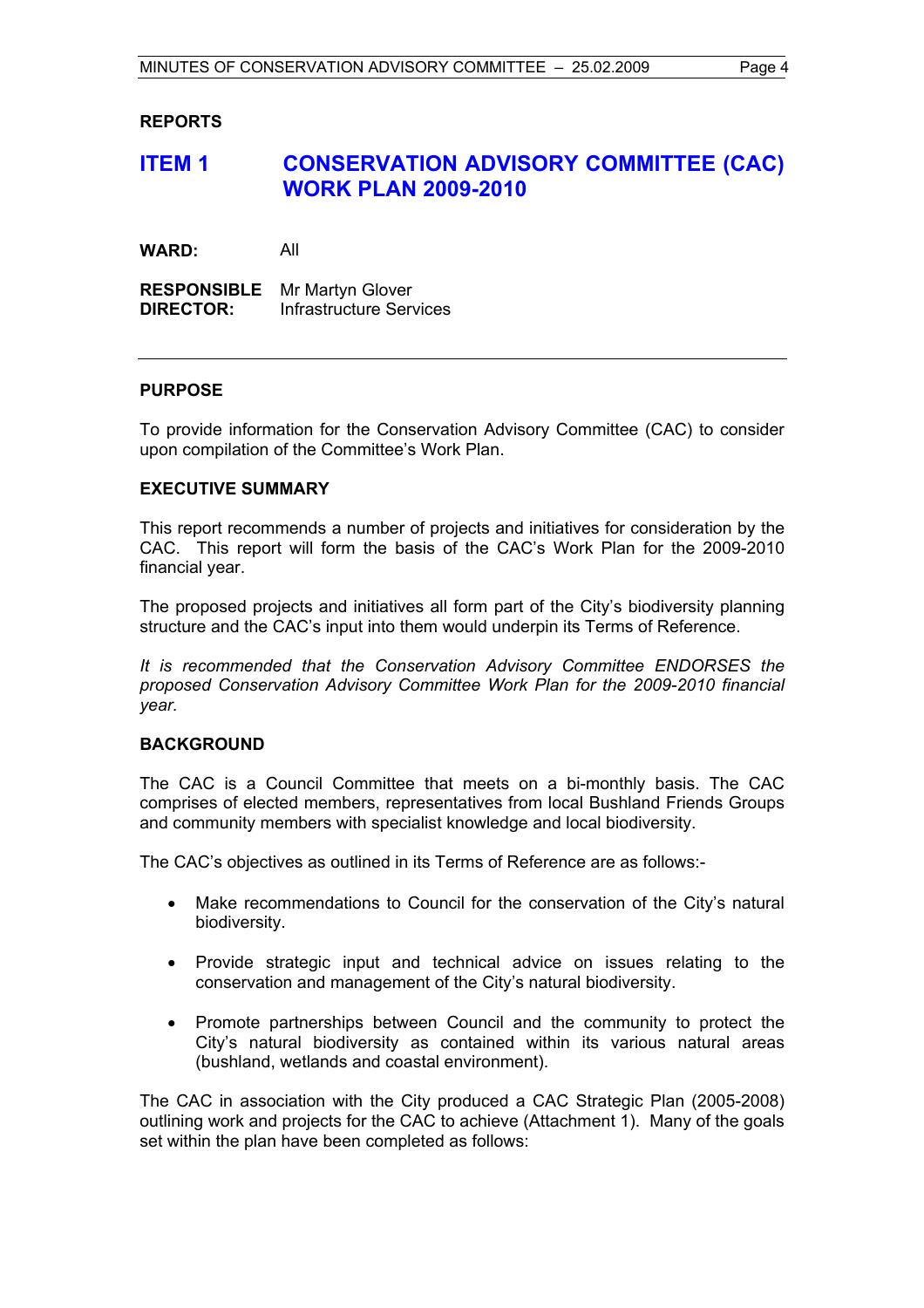## REPORTS

## ITEM 1 CONSERVATION ADVISORY COMMITTEE (CAC) WORK PLAN 2009-2010

**WARD:** All

**RESPONSIBLE DIRECTOR:** Mr Martyn Glover
Infrastructure Services

---

### PURPOSE

To provide information for the Conservation Advisory Committee (CAC) to consider upon compilation of the Committee's Work Plan.

### EXECUTIVE SUMMARY

This report recommends a number of projects and initiatives for consideration by the CAC. This report will form the basis of the CAC's Work Plan for the 2009-2010 financial year.

The proposed projects and initiatives all form part of the City's biodiversity planning structure and the CAC's input into them would underpin its Terms of Reference.

*It is recommended that the Conservation Advisory Committee ENDORSES the proposed Conservation Advisory Committee Work Plan for the 2009-2010 financial year.*

### BACKGROUND

The CAC is a Council Committee that meets on a bi-monthly basis. The CAC comprises of elected members, representatives from local Bushland Friends Groups and community members with specialist knowledge and local biodiversity.

The CAC's objectives as outlined in its Terms of Reference are as follows:-

- Make recommendations to Council for the conservation of the City's natural biodiversity.
- Provide strategic input and technical advice on issues relating to the conservation and management of the City's natural biodiversity.
- Promote partnerships between Council and the community to protect the City's natural biodiversity as contained within its various natural areas (bushland, wetlands and coastal environment).

The CAC in association with the City produced a CAC Strategic Plan (2005-2008) outlining work and projects for the CAC to achieve (Attachment 1). Many of the goals set within the plan have been completed as follows: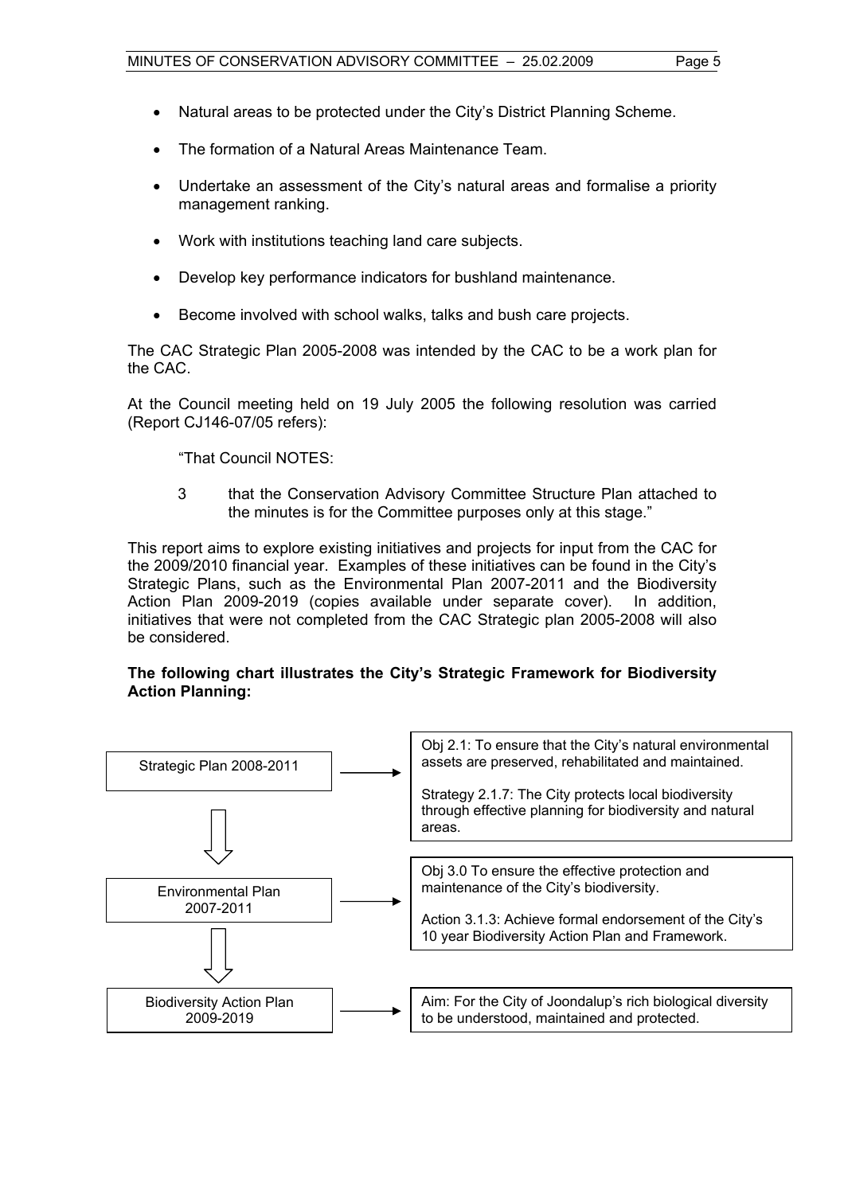- Natural areas to be protected under the City's District Planning Scheme.
- The formation of a Natural Areas Maintenance Team.
- Undertake an assessment of the City's natural areas and formalise a priority management ranking.
- Work with institutions teaching land care subjects.
- Develop key performance indicators for bushland maintenance.
- Become involved with school walks, talks and bush care projects.

The CAC Strategic Plan 2005-2008 was intended by the CAC to be a work plan for the CAC.

At the Council meeting held on 19 July 2005 the following resolution was carried (Report CJ146-07/05 refers):

> "That Council NOTES:
>
> 3 that the Conservation Advisory Committee Structure Plan attached to the minutes is for the Committee purposes only at this stage."

This report aims to explore existing initiatives and projects for input from the CAC for the 2009/2010 financial year. Examples of these initiatives can be found in the City's Strategic Plans, such as the Environmental Plan 2007-2011 and the Biodiversity Action Plan 2009-2019 (copies available under separate cover). In addition, initiatives that were not completed from the CAC Strategic plan 2005-2008 will also be considered.

**The following chart illustrates the City's Strategic Framework for Biodiversity Action Planning:**

| Plan | Objective / Strategy |
|---|---|
| Strategic Plan 2008-2011 | Obj 2.1: To ensure that the City's natural environmental assets are preserved, rehabilitated and maintained.<br><br>Strategy 2.1.7: The City protects local biodiversity through effective planning for biodiversity and natural areas. |
| ⇩ Environmental Plan 2007-2011 | Obj 3.0 To ensure the effective protection and maintenance of the City's biodiversity.<br><br>Action 3.1.3: Achieve formal endorsement of the City's 10 year Biodiversity Action Plan and Framework. |
| ⇩ Biodiversity Action Plan 2009-2019 | Aim: For the City of Joondalup's rich biological diversity to be understood, maintained and protected. |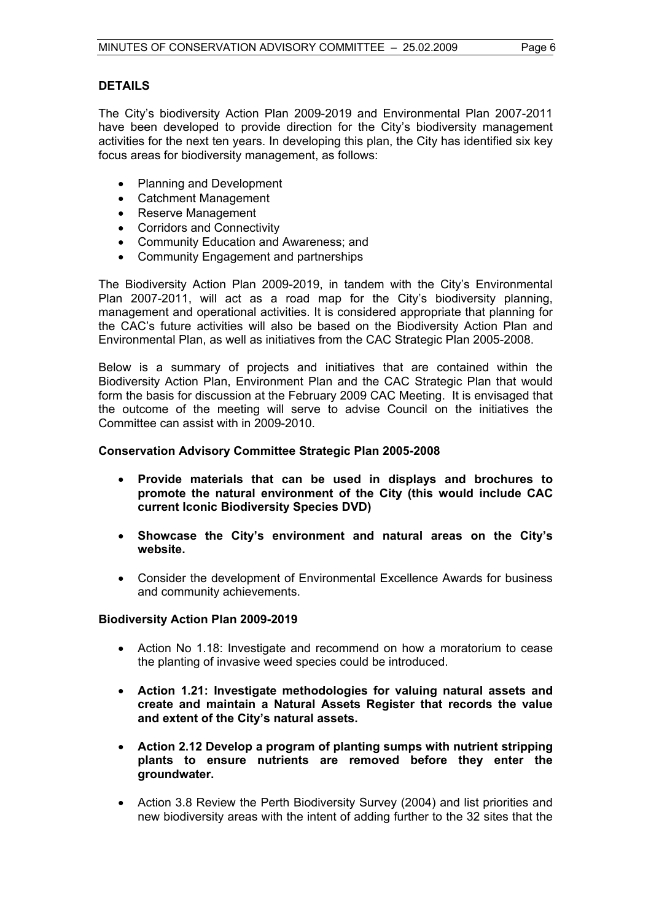## DETAILS

The City's biodiversity Action Plan 2009-2019 and Environmental Plan 2007-2011 have been developed to provide direction for the City's biodiversity management activities for the next ten years. In developing this plan, the City has identified six key focus areas for biodiversity management, as follows:

- Planning and Development
- Catchment Management
- Reserve Management
- Corridors and Connectivity
- Community Education and Awareness; and
- Community Engagement and partnerships

The Biodiversity Action Plan 2009-2019, in tandem with the City's Environmental Plan 2007-2011, will act as a road map for the City's biodiversity planning, management and operational activities. It is considered appropriate that planning for the CAC's future activities will also be based on the Biodiversity Action Plan and Environmental Plan, as well as initiatives from the CAC Strategic Plan 2005-2008.

Below is a summary of projects and initiatives that are contained within the Biodiversity Action Plan, Environment Plan and the CAC Strategic Plan that would form the basis for discussion at the February 2009 CAC Meeting. It is envisaged that the outcome of the meeting will serve to advise Council on the initiatives the Committee can assist with in 2009-2010.

**Conservation Advisory Committee Strategic Plan 2005-2008**

- **Provide materials that can be used in displays and brochures to promote the natural environment of the City (this would include CAC current Iconic Biodiversity Species DVD)**

- **Showcase the City's environment and natural areas on the City's website.**

- Consider the development of Environmental Excellence Awards for business and community achievements.

**Biodiversity Action Plan 2009-2019**

- Action No 1.18: Investigate and recommend on how a moratorium to cease the planting of invasive weed species could be introduced.

- **Action 1.21: Investigate methodologies for valuing natural assets and create and maintain a Natural Assets Register that records the value and extent of the City's natural assets.**

- **Action 2.12 Develop a program of planting sumps with nutrient stripping plants to ensure nutrients are removed before they enter the groundwater.**

- Action 3.8 Review the Perth Biodiversity Survey (2004) and list priorities and new biodiversity areas with the intent of adding further to the 32 sites that the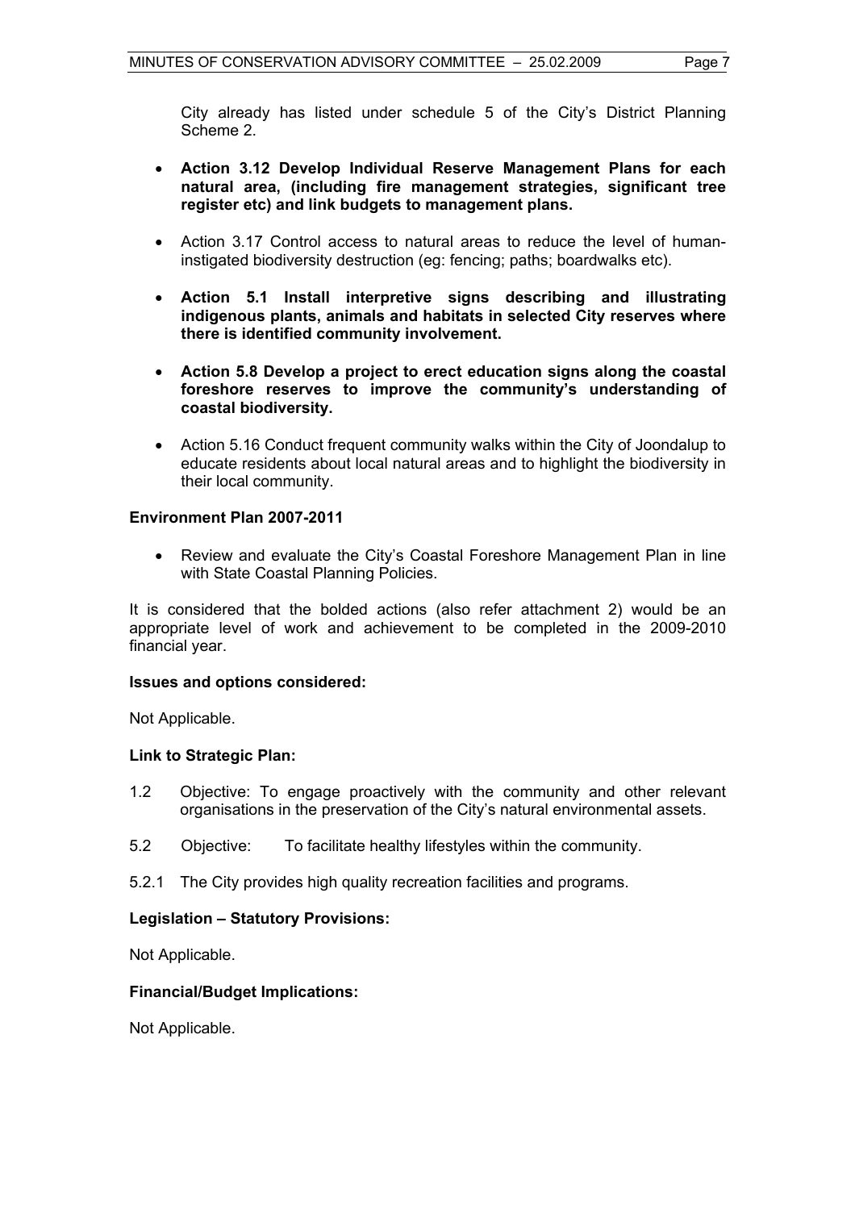City already has listed under schedule 5 of the City's District Planning Scheme 2.

- **Action 3.12 Develop Individual Reserve Management Plans for each natural area, (including fire management strategies, significant tree register etc) and link budgets to management plans.**

- Action 3.17 Control access to natural areas to reduce the level of human-instigated biodiversity destruction (eg: fencing; paths; boardwalks etc).

- **Action 5.1 Install interpretive signs describing and illustrating indigenous plants, animals and habitats in selected City reserves where there is identified community involvement.**

- **Action 5.8 Develop a project to erect education signs along the coastal foreshore reserves to improve the community's understanding of coastal biodiversity.**

- Action 5.16 Conduct frequent community walks within the City of Joondalup to educate residents about local natural areas and to highlight the biodiversity in their local community.

**Environment Plan 2007-2011**

- Review and evaluate the City's Coastal Foreshore Management Plan in line with State Coastal Planning Policies.

It is considered that the bolded actions (also refer attachment 2) would be an appropriate level of work and achievement to be completed in the 2009-2010 financial year.

**Issues and options considered:**

Not Applicable.

**Link to Strategic Plan:**

1.2 Objective: To engage proactively with the community and other relevant organisations in the preservation of the City's natural environmental assets.

5.2 Objective: To facilitate healthy lifestyles within the community.

5.2.1 The City provides high quality recreation facilities and programs.

**Legislation – Statutory Provisions:**

Not Applicable.

**Financial/Budget Implications:**

Not Applicable.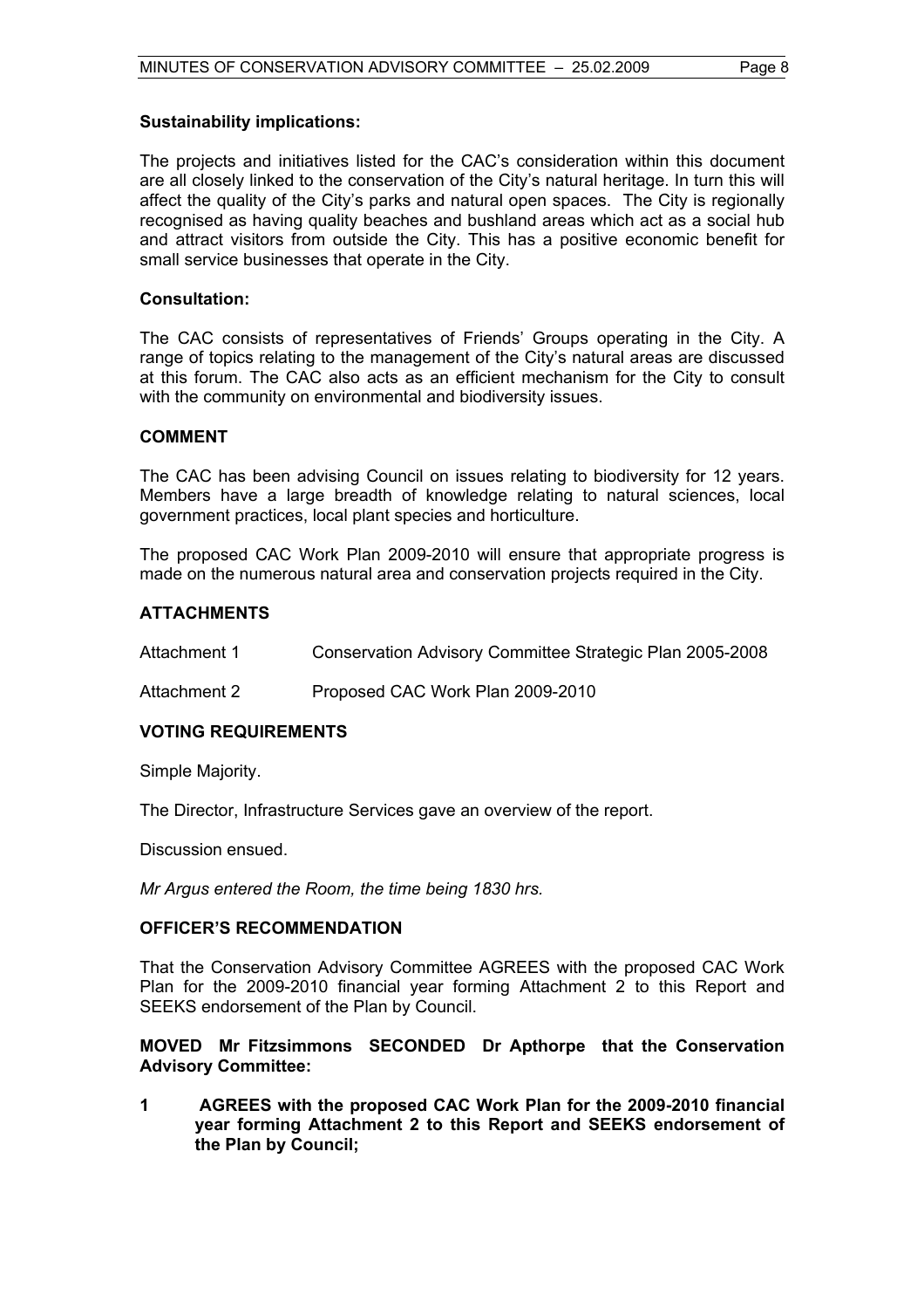**Sustainability implications:**

The projects and initiatives listed for the CAC's consideration within this document are all closely linked to the conservation of the City's natural heritage. In turn this will affect the quality of the City's parks and natural open spaces. The City is regionally recognised as having quality beaches and bushland areas which act as a social hub and attract visitors from outside the City. This has a positive economic benefit for small service businesses that operate in the City.

**Consultation:**

The CAC consists of representatives of Friends' Groups operating in the City. A range of topics relating to the management of the City's natural areas are discussed at this forum. The CAC also acts as an efficient mechanism for the City to consult with the community on environmental and biodiversity issues.

## COMMENT

The CAC has been advising Council on issues relating to biodiversity for 12 years. Members have a large breadth of knowledge relating to natural sciences, local government practices, local plant species and horticulture.

The proposed CAC Work Plan 2009-2010 will ensure that appropriate progress is made on the numerous natural area and conservation projects required in the City.

## ATTACHMENTS

Attachment 1 Conservation Advisory Committee Strategic Plan 2005-2008

Attachment 2 Proposed CAC Work Plan 2009-2010

## VOTING REQUIREMENTS

Simple Majority.

The Director, Infrastructure Services gave an overview of the report.

Discussion ensued.

*Mr Argus entered the Room, the time being 1830 hrs.*

## OFFICER'S RECOMMENDATION

That the Conservation Advisory Committee AGREES with the proposed CAC Work Plan for the 2009-2010 financial year forming Attachment 2 to this Report and SEEKS endorsement of the Plan by Council.

**MOVED Mr Fitzsimmons SECONDED Dr Apthorpe that the Conservation Advisory Committee:**

**1 AGREES with the proposed CAC Work Plan for the 2009-2010 financial year forming Attachment 2 to this Report and SEEKS endorsement of the Plan by Council;**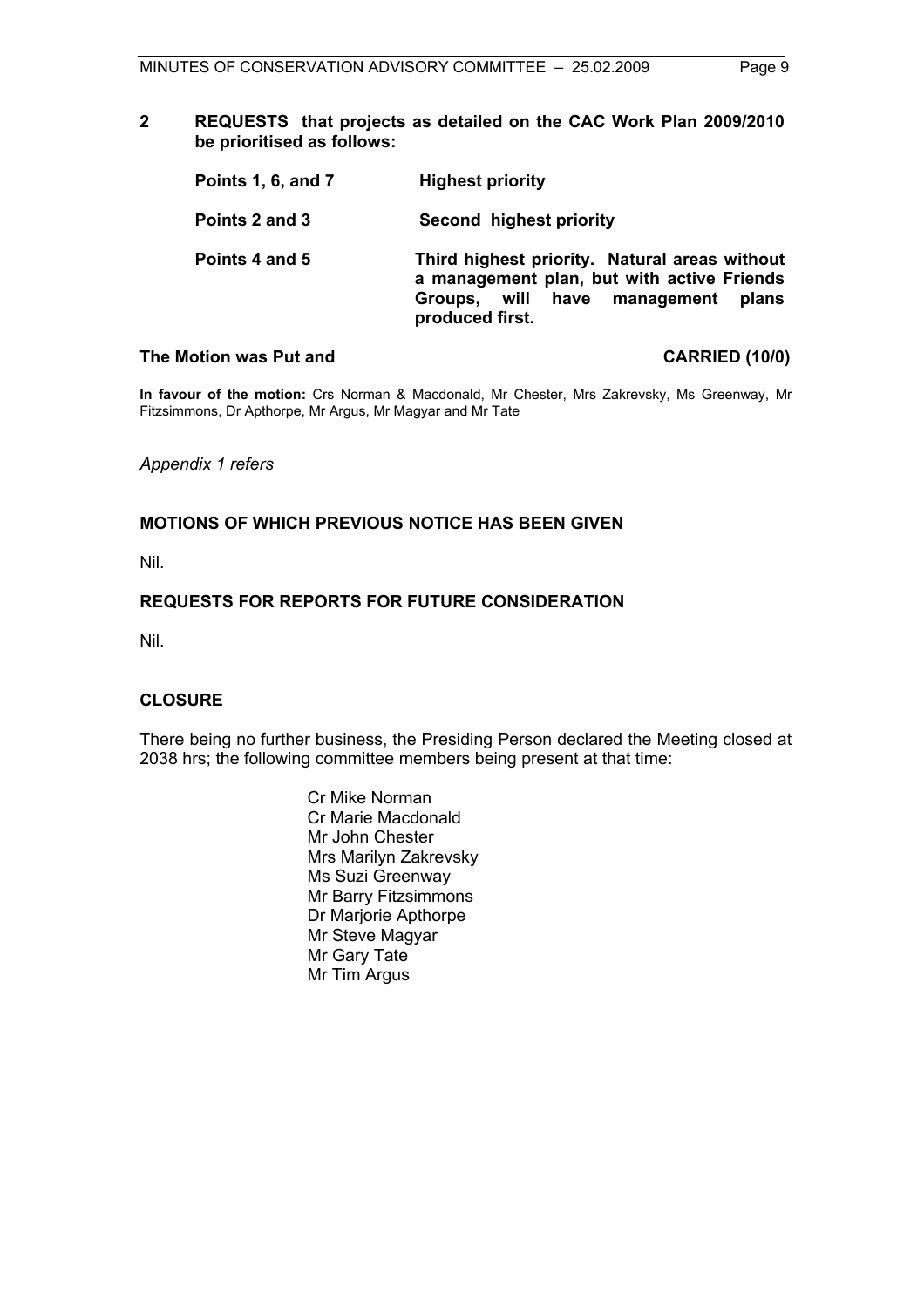**2 REQUESTS that projects as detailed on the CAC Work Plan 2009/2010 be prioritised as follows:**

| | |
|---|---|
| **Points 1, 6, and 7** | **Highest priority** |
| **Points 2 and 3** | **Second highest priority** |
| **Points 4 and 5** | **Third highest priority. Natural areas without a management plan, but with active Friends Groups, will have management plans produced first.** |

**The Motion was Put and CARRIED (10/0)**

**In favour of the motion:** Crs Norman & Macdonald, Mr Chester, Mrs Zakrevsky, Ms Greenway, Mr Fitzsimmons, Dr Apthorpe, Mr Argus, Mr Magyar and Mr Tate

*Appendix 1 refers*

## MOTIONS OF WHICH PREVIOUS NOTICE HAS BEEN GIVEN

Nil.

## REQUESTS FOR REPORTS FOR FUTURE CONSIDERATION

Nil.

## CLOSURE

There being no further business, the Presiding Person declared the Meeting closed at 2038 hrs; the following committee members being present at that time:

Cr Mike Norman  
Cr Marie Macdonald  
Mr John Chester  
Mrs Marilyn Zakrevsky  
Ms Suzi Greenway  
Mr Barry Fitzsimmons  
Dr Marjorie Apthorpe  
Mr Steve Magyar  
Mr Gary Tate  
Mr Tim Argus